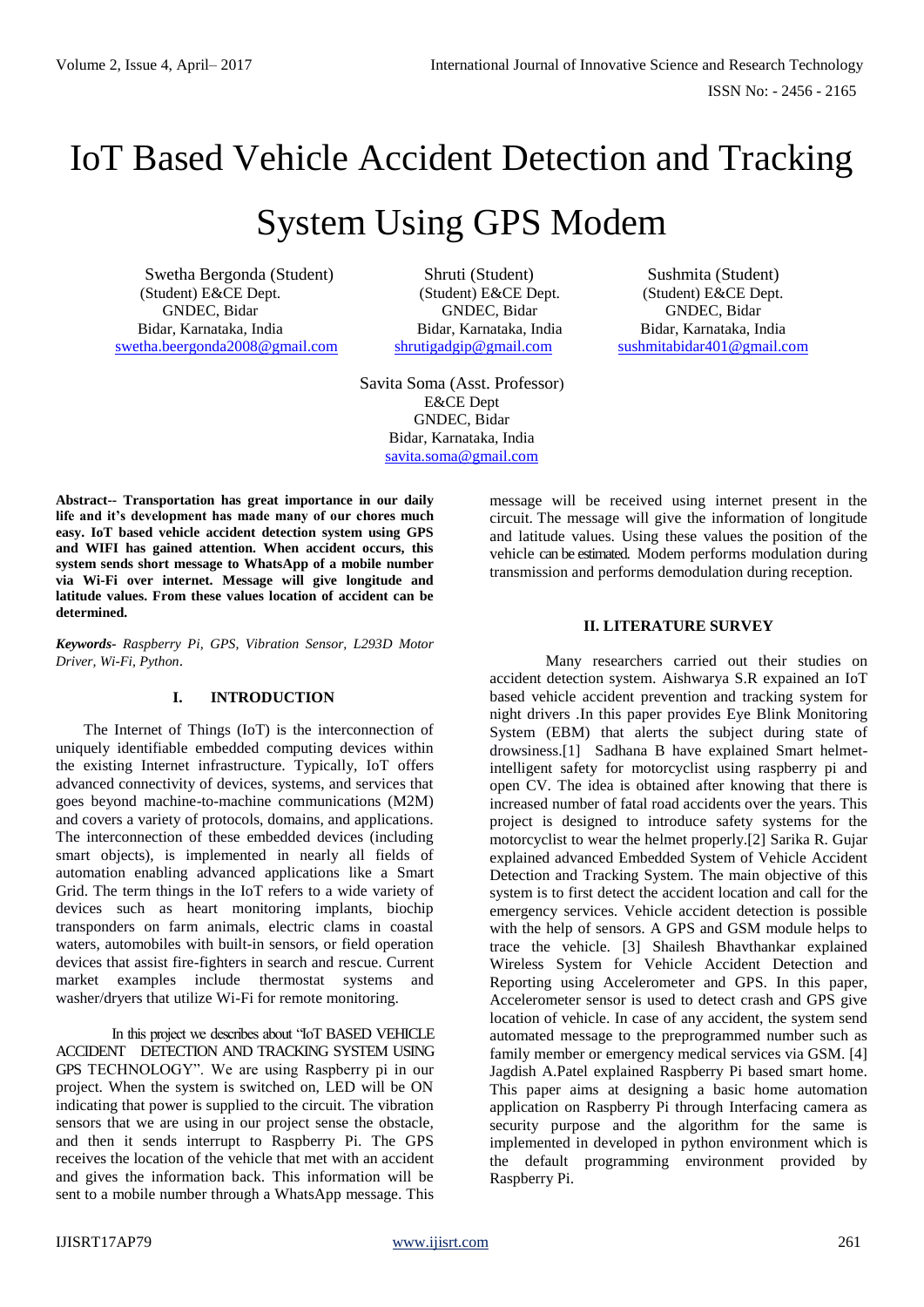# IoT Based Vehicle Accident Detection and Tracking System Using GPS Modem

Swetha Bergonda (Student)
(Student) E&CE Dept.
GNDEC, Bidar
Bidar, Karnataka, India
swetha.beergonda2008@gmail.com

Shruti (Student)
(Student) E&CE Dept.
GNDEC, Bidar
Bidar, Karnataka, India
shrutigadgip@gmail.com

Sushmita (Student)
(Student) E&CE Dept.
GNDEC, Bidar
Bidar, Karnataka, India
sushmitabidar401@gmail.com

Savita Soma (Asst. Professor)
E&CE Dept
GNDEC, Bidar
Bidar, Karnataka, India
savita.soma@gmail.com

**Abstract-- Transportation has great importance in our daily life and it's development has made many of our chores much easy. IoT based vehicle accident detection system using GPS and WIFI has gained attention. When accident occurs, this system sends short message to WhatsApp of a mobile number via Wi-Fi over internet. Message will give longitude and latitude values. From these values location of accident can be determined.**

***Keywords-*** *Raspberry Pi, GPS, Vibration Sensor, L293D Motor Driver, Wi-Fi, Python*.

## I. INTRODUCTION

The Internet of Things (IoT) is the interconnection of uniquely identifiable embedded computing devices within the existing Internet infrastructure. Typically, IoT offers advanced connectivity of devices, systems, and services that goes beyond machine-to-machine communications (M2M) and covers a variety of protocols, domains, and applications. The interconnection of these embedded devices (including smart objects), is implemented in nearly all fields of automation enabling advanced applications like a Smart Grid. The term things in the IoT refers to a wide variety of devices such as heart monitoring implants, biochip transponders on farm animals, electric clams in coastal waters, automobiles with built-in sensors, or field operation devices that assist fire-fighters in search and rescue. Current market examples include thermostat systems and washer/dryers that utilize Wi-Fi for remote monitoring.

In this project we describes about "IoT BASED VEHICLE ACCIDENT DETECTION AND TRACKING SYSTEM USING GPS TECHNOLOGY". We are using Raspberry pi in our project. When the system is switched on, LED will be ON indicating that power is supplied to the circuit. The vibration sensors that we are using in our project sense the obstacle, and then it sends interrupt to Raspberry Pi. The GPS receives the location of the vehicle that met with an accident and gives the information back. This information will be sent to a mobile number through a WhatsApp message. This message will be received using internet present in the circuit. The message will give the information of longitude and latitude values. Using these values the position of the vehicle can be estimated. Modem performs modulation during transmission and performs demodulation during reception.

## II. LITERATURE SURVEY

Many researchers carried out their studies on accident detection system. Aishwarya S.R expained an IoT based vehicle accident prevention and tracking system for night drivers .In this paper provides Eye Blink Monitoring System (EBM) that alerts the subject during state of drowsiness.[1] Sadhana B have explained Smart helmet-intelligent safety for motorcyclist using raspberry pi and open CV. The idea is obtained after knowing that there is increased number of fatal road accidents over the years. This project is designed to introduce safety systems for the motorcyclist to wear the helmet properly.[2] Sarika R. Gujar explained advanced Embedded System of Vehicle Accident Detection and Tracking System. The main objective of this system is to first detect the accident location and call for the emergency services. Vehicle accident detection is possible with the help of sensors. A GPS and GSM module helps to trace the vehicle. [3] Shailesh Bhavthankar explained Wireless System for Vehicle Accident Detection and Reporting using Accelerometer and GPS. In this paper, Accelerometer sensor is used to detect crash and GPS give location of vehicle. In case of any accident, the system send automated message to the preprogrammed number such as family member or emergency medical services via GSM. [4] Jagdish A.Patel explained Raspberry Pi based smart home. This paper aims at designing a basic home automation application on Raspberry Pi through Interfacing camera as security purpose and the algorithm for the same is implemented in developed in python environment which is the default programming environment provided by Raspberry Pi.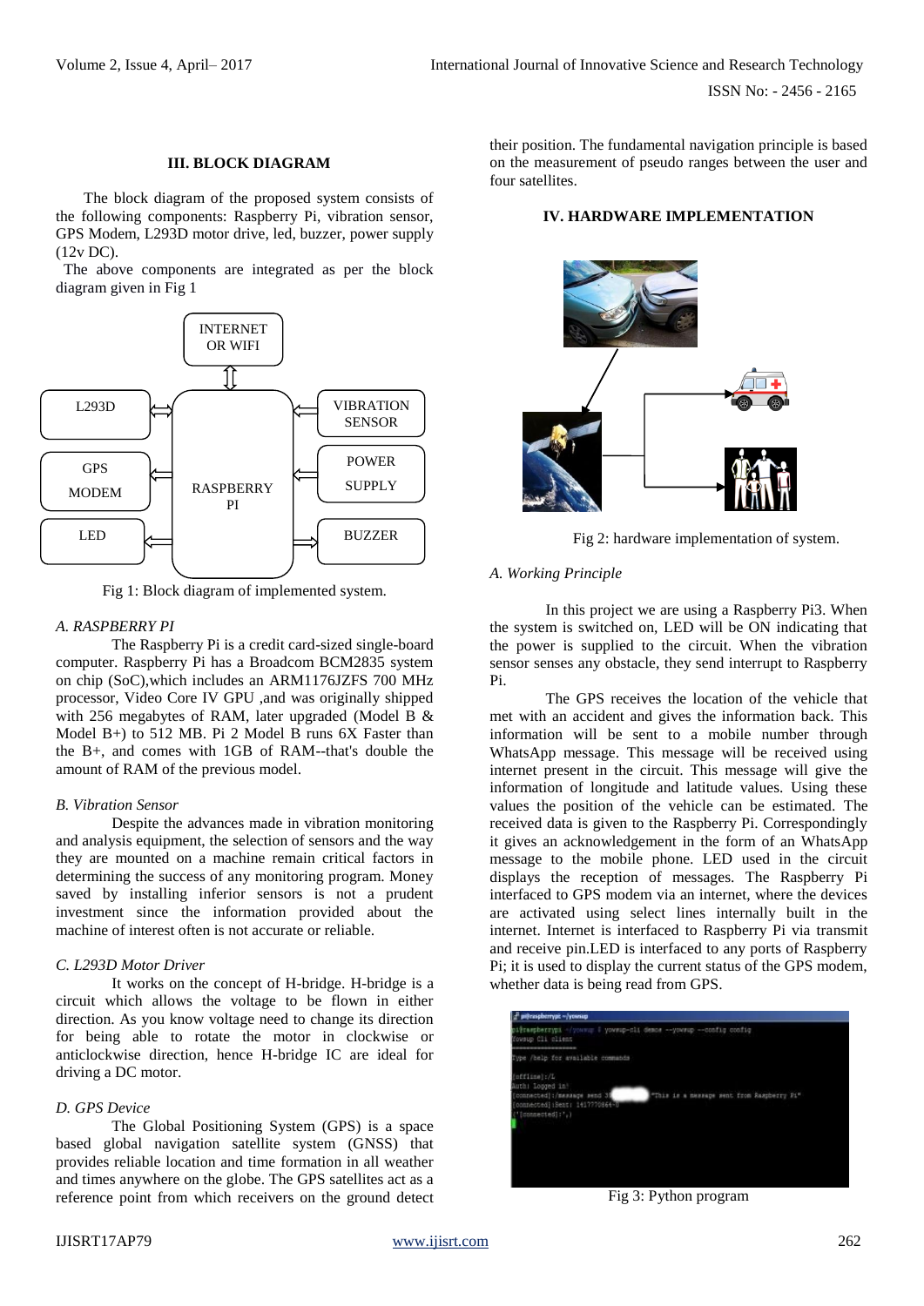## III. BLOCK DIAGRAM

The block diagram of the proposed system consists of the following components: Raspberry Pi, vibration sensor, GPS Modem, L293D motor drive, led, buzzer, power supply (12v DC).

The above components are integrated as per the block diagram given in Fig 1

Fig 1: Block diagram of implemented system.

### A. RASPBERRY PI

The Raspberry Pi is a credit card-sized single-board computer. Raspberry Pi has a Broadcom BCM2835 system on chip (SoC),which includes an ARM1176JZFS 700 MHz processor, Video Core IV GPU ,and was originally shipped with 256 megabytes of RAM, later upgraded (Model B & Model B+) to 512 MB. Pi 2 Model B runs 6X Faster than the B+, and comes with 1GB of RAM--that's double the amount of RAM of the previous model.

### B. Vibration Sensor

Despite the advances made in vibration monitoring and analysis equipment, the selection of sensors and the way they are mounted on a machine remain critical factors in determining the success of any monitoring program. Money saved by installing inferior sensors is not a prudent investment since the information provided about the machine of interest often is not accurate or reliable.

### C. L293D Motor Driver

It works on the concept of H-bridge. H-bridge is a circuit which allows the voltage to be flown in either direction. As you know voltage need to change its direction for being able to rotate the motor in clockwise or anticlockwise direction, hence H-bridge IC are ideal for driving a DC motor.

### D. GPS Device

The Global Positioning System (GPS) is a space based global navigation satellite system (GNSS) that provides reliable location and time formation in all weather and times anywhere on the globe. The GPS satellites act as a reference point from which receivers on the ground detect their position. The fundamental navigation principle is based on the measurement of pseudo ranges between the user and four satellites.

## IV. HARDWARE IMPLEMENTATION

Fig 2: hardware implementation of system.

### A. Working Principle

In this project we are using a Raspberry Pi3. When the system is switched on, LED will be ON indicating that the power is supplied to the circuit. When the vibration sensor senses any obstacle, they send interrupt to Raspberry Pi.

The GPS receives the location of the vehicle that met with an accident and gives the information back. This information will be sent to a mobile number through WhatsApp message. This message will be received using internet present in the circuit. This message will give the information of longitude and latitude values. Using these values the position of the vehicle can be estimated. The received data is given to the Raspberry Pi. Correspondingly it gives an acknowledgement in the form of an WhatsApp message to the mobile phone. LED used in the circuit displays the reception of messages. The Raspberry Pi interfaced to GPS modem via an internet, where the devices are activated using select lines internally built in the internet. Internet is interfaced to Raspberry Pi via transmit and receive pin.LED is interfaced to any ports of Raspberry Pi; it is used to display the current status of the GPS modem, whether data is being read from GPS.

Fig 3: Python program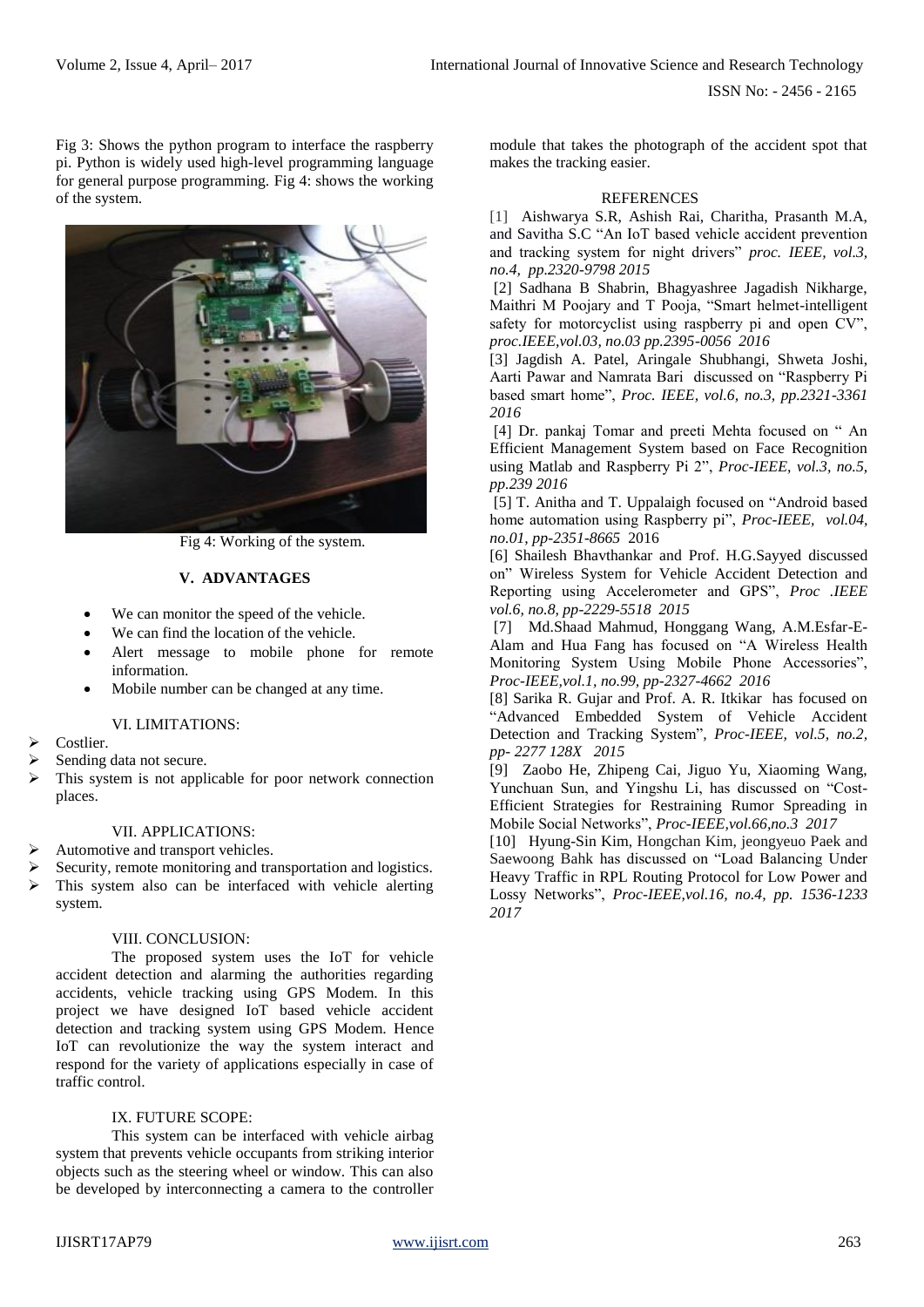Fig 3: Shows the python program to interface the raspberry pi. Python is widely used high-level programming language for general purpose programming. Fig 4: shows the working of the system.

Fig 4: Working of the system.

## V. ADVANTAGES

- We can monitor the speed of the vehicle.
- We can find the location of the vehicle.
- Alert message to mobile phone for remote information.
- Mobile number can be changed at any time.

## VI. LIMITATIONS:

- Costlier.
- Sending data not secure.
- This system is not applicable for poor network connection places.

## VII. APPLICATIONS:

- Automotive and transport vehicles.
- Security, remote monitoring and transportation and logistics.
- This system also can be interfaced with vehicle alerting system.

## VIII. CONCLUSION:

The proposed system uses the IoT for vehicle accident detection and alarming the authorities regarding accidents, vehicle tracking using GPS Modem. In this project we have designed IoT based vehicle accident detection and tracking system using GPS Modem. Hence IoT can revolutionize the way the system interact and respond for the variety of applications especially in case of traffic control.

## IX. FUTURE SCOPE:

This system can be interfaced with vehicle airbag system that prevents vehicle occupants from striking interior objects such as the steering wheel or window. This can also be developed by interconnecting a camera to the controller module that takes the photograph of the accident spot that makes the tracking easier.

## REFERENCES

[1] Aishwarya S.R, Ashish Rai, Charitha, Prasanth M.A, and Savitha S.C "An IoT based vehicle accident prevention and tracking system for night drivers" *proc. IEEE, vol.3, no.4, pp.2320-9798 2015*

[2] Sadhana B Shabrin, Bhagyashree Jagadish Nikharge, Maithri M Poojary and T Pooja, "Smart helmet-intelligent safety for motorcyclist using raspberry pi and open CV", *proc.IEEE,vol.03, no.03 pp.2395-0056 2016*

[3] Jagdish A. Patel, Aringale Shubhangi, Shweta Joshi, Aarti Pawar and Namrata Bari discussed on "Raspberry Pi based smart home", *Proc. IEEE, vol.6, no.3, pp.2321-3361 2016*

[4] Dr. pankaj Tomar and preeti Mehta focused on " An Efficient Management System based on Face Recognition using Matlab and Raspberry Pi 2", *Proc-IEEE, vol.3, no.5, pp.239 2016*

[5] T. Anitha and T. Uppalaigh focused on "Android based home automation using Raspberry pi", *Proc-IEEE, vol.04, no.01, pp-2351-8665* 2016

[6] Shailesh Bhavthankar and Prof. H.G.Sayyed discussed on" Wireless System for Vehicle Accident Detection and Reporting using Accelerometer and GPS", *Proc .IEEE vol.6, no.8, pp-2229-5518 2015*

[7] Md.Shaad Mahmud, Honggang Wang, A.M.Esfar-E-Alam and Hua Fang has focused on "A Wireless Health Monitoring System Using Mobile Phone Accessories", *Proc-IEEE,vol.1, no.99, pp-2327-4662 2016*

[8] Sarika R. Gujar and Prof. A. R. Itkikar has focused on "Advanced Embedded System of Vehicle Accident Detection and Tracking System", *Proc-IEEE, vol.5, no.2, pp- 2277 128X 2015*

[9] Zaobo He, Zhipeng Cai, Jiguo Yu, Xiaoming Wang, Yunchuan Sun, and Yingshu Li, has discussed on "Cost-Efficient Strategies for Restraining Rumor Spreading in Mobile Social Networks", *Proc-IEEE,vol.66,no.3 2017*

[10] Hyung-Sin Kim, Hongchan Kim, jeongyeuo Paek and Saewoong Bahk has discussed on "Load Balancing Under Heavy Traffic in RPL Routing Protocol for Low Power and Lossy Networks", *Proc-IEEE,vol.16, no.4, pp. 1536-1233 2017*